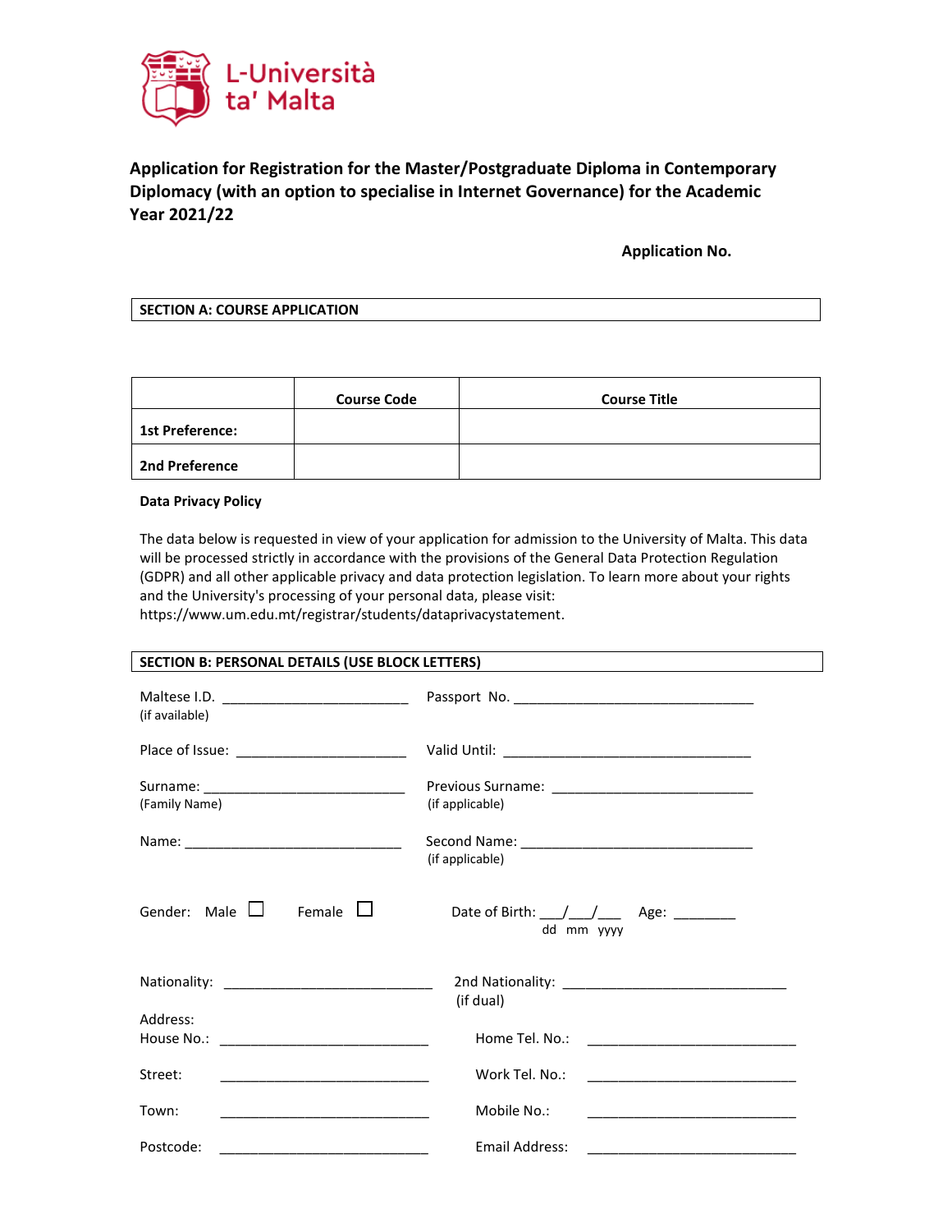L-Università ta' Malta

# Application for Registration for the Master/Postgraduate Diploma in Contemporary Diplomacy (with an option to specialise in Internet Governance) for the Academic Year 2021/22

**Application No.**

**SECTION A: COURSE APPLICATION**

| | Course Code | Course Title |
|---|---|---|
| **1st Preference:** | | |
| **2nd Preference** | | |

**Data Privacy Policy**

The data below is requested in view of your application for admission to the University of Malta. This data will be processed strictly in accordance with the provisions of the General Data Protection Regulation (GDPR) and all other applicable privacy and data protection legislation. To learn more about your rights and the University's processing of your personal data, please visit: https://www.um.edu.mt/registrar/students/dataprivacystatement.

**SECTION B: PERSONAL DETAILS (USE BLOCK LETTERS)**

Maltese I.D. ________________________ (if available)

Passport No. ________________________________

Place of Issue: ______________________

Valid Until: _________________________________

Surname: __________________________ (Family Name)

Previous Surname: __________________________ (if applicable)

Name: ____________________________

Second Name: ______________________________ (if applicable)

Gender: Male ☐ Female ☐

Date of Birth: ___/___/___ (dd mm yyyy) Age: ________

Nationality: ___________________________

2nd Nationality: _____________________________ (if dual)

Address:

House No.: ___________________________

Street: ___________________________

Town: ___________________________

Postcode: ___________________________

Home Tel. No.: ___________________________

Work Tel. No.: ___________________________

Mobile No.: ___________________________

Email Address: ___________________________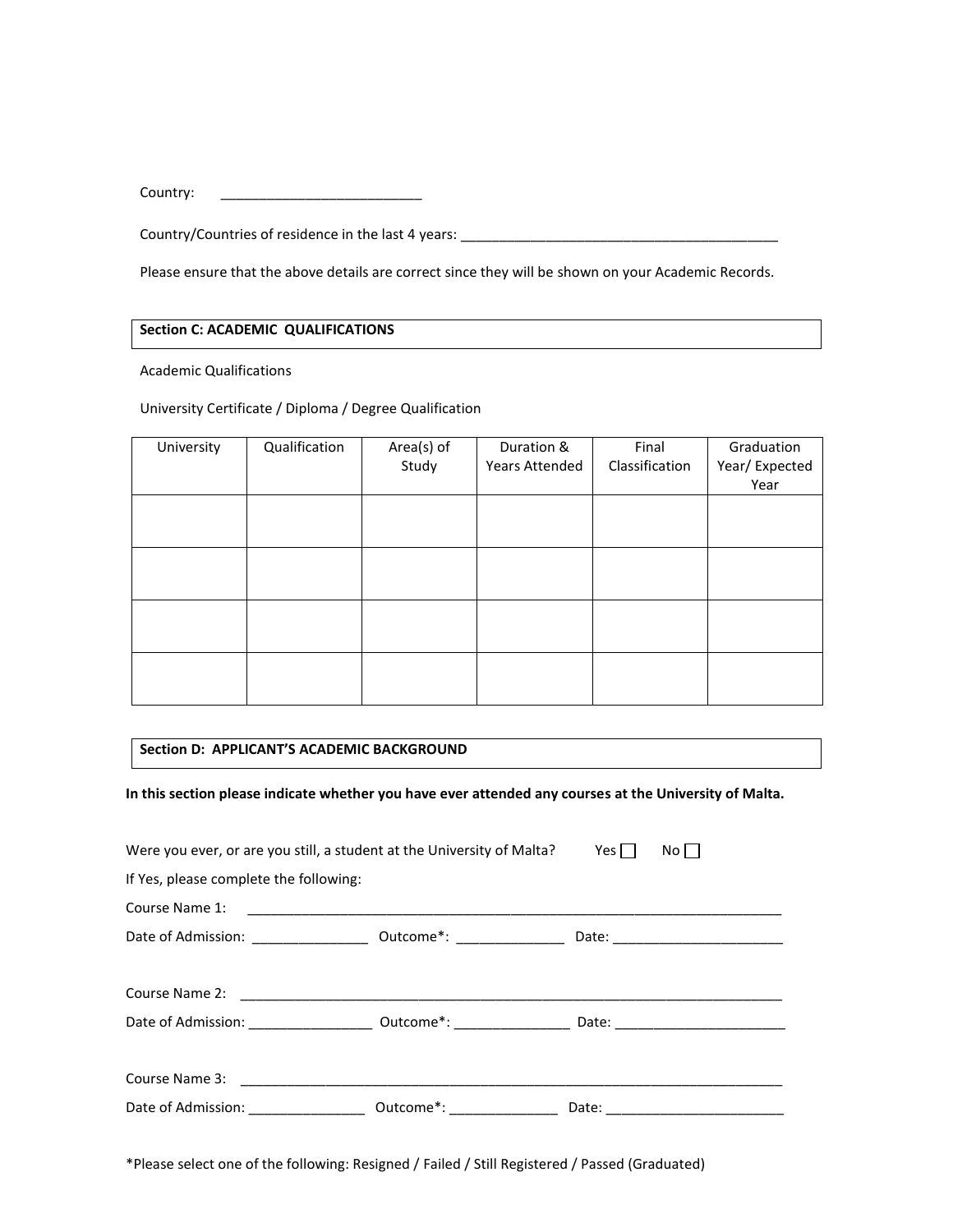Country: ___________________________

Country/Countries of residence in the last 4 years: ___________________________________________

Please ensure that the above details are correct since they will be shown on your Academic Records.

## Section C: ACADEMIC QUALIFICATIONS

Academic Qualifications

University Certificate / Diploma / Degree Qualification

| University | Qualification | Area(s) of Study | Duration & Years Attended | Final Classification | Graduation Year/ Expected Year |
|---|---|---|---|---|---|
| | | | | | |
| | | | | | |
| | | | | | |
| | | | | | |

## Section D: APPLICANT'S ACADEMIC BACKGROUND

**In this section please indicate whether you have ever attended any courses at the University of Malta.**

Were you ever, or are you still, a student at the University of Malta? Yes ☐ No ☐

If Yes, please complete the following:

Course Name 1: ___________________________________________________________________________

Date of Admission: _______________ Outcome*: ______________ Date: ______________________

Course Name 2: ___________________________________________________________________________

Date of Admission: ________________ Outcome*: _______________ Date: ______________________

Course Name 3: ___________________________________________________________________________

Date of Admission: _______________ Outcome*: ______________ Date: _______________________

*Please select one of the following: Resigned / Failed / Still Registered / Passed (Graduated)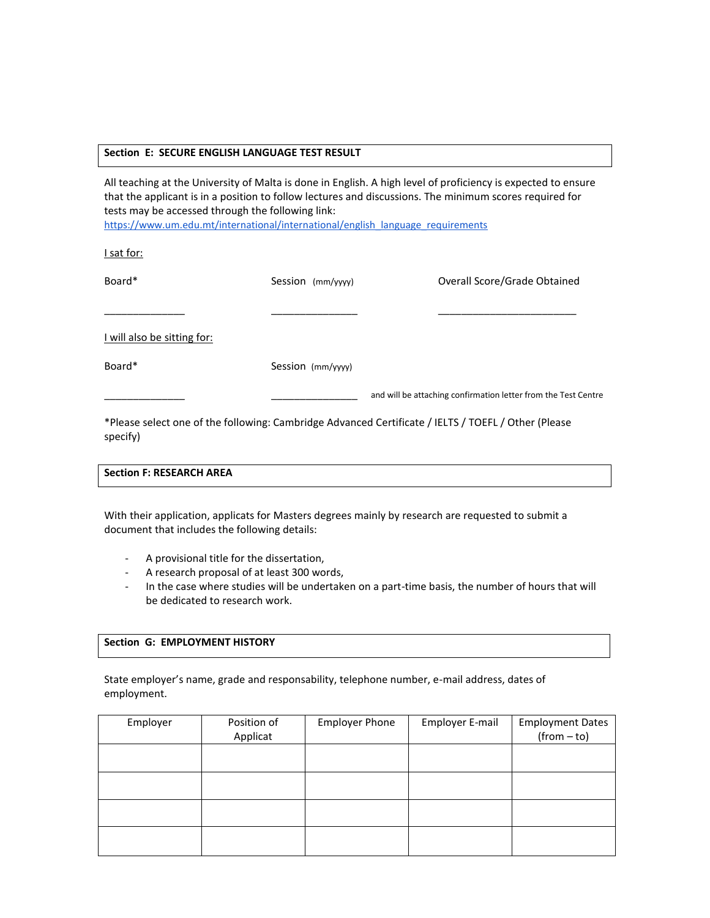## Section E: SECURE ENGLISH LANGUAGE TEST RESULT

All teaching at the University of Malta is done in English. A high level of proficiency is expected to ensure that the applicant is in a position to follow lectures and discussions. The minimum scores required for tests may be accessed through the following link:
https://www.um.edu.mt/international/international/english_language_requirements

I sat for:

Board* ______________ Session (mm/yyyy) ________________ Overall Score/Grade Obtained _________________________

I will also be sitting for:

Board* ______________ Session (mm/yyyy) ________________ and will be attaching confirmation letter from the Test Centre

*Please select one of the following: Cambridge Advanced Certificate / IELTS / TOEFL / Other (Please specify)

## Section F: RESEARCH AREA

With their application, applicats for Masters degrees mainly by research are requested to submit a document that includes the following details:

- A provisional title for the dissertation,
- A research proposal of at least 300 words,
- In the case where studies will be undertaken on a part-time basis, the number of hours that will be dedicated to research work.

## Section G: EMPLOYMENT HISTORY

State employer's name, grade and responsability, telephone number, e-mail address, dates of employment.

| Employer | Position of Applicat | Employer Phone | Employer E-mail | Employment Dates (from – to) |
|---|---|---|---|---|
| | | | | |
| | | | | |
| | | | | |
| | | | | |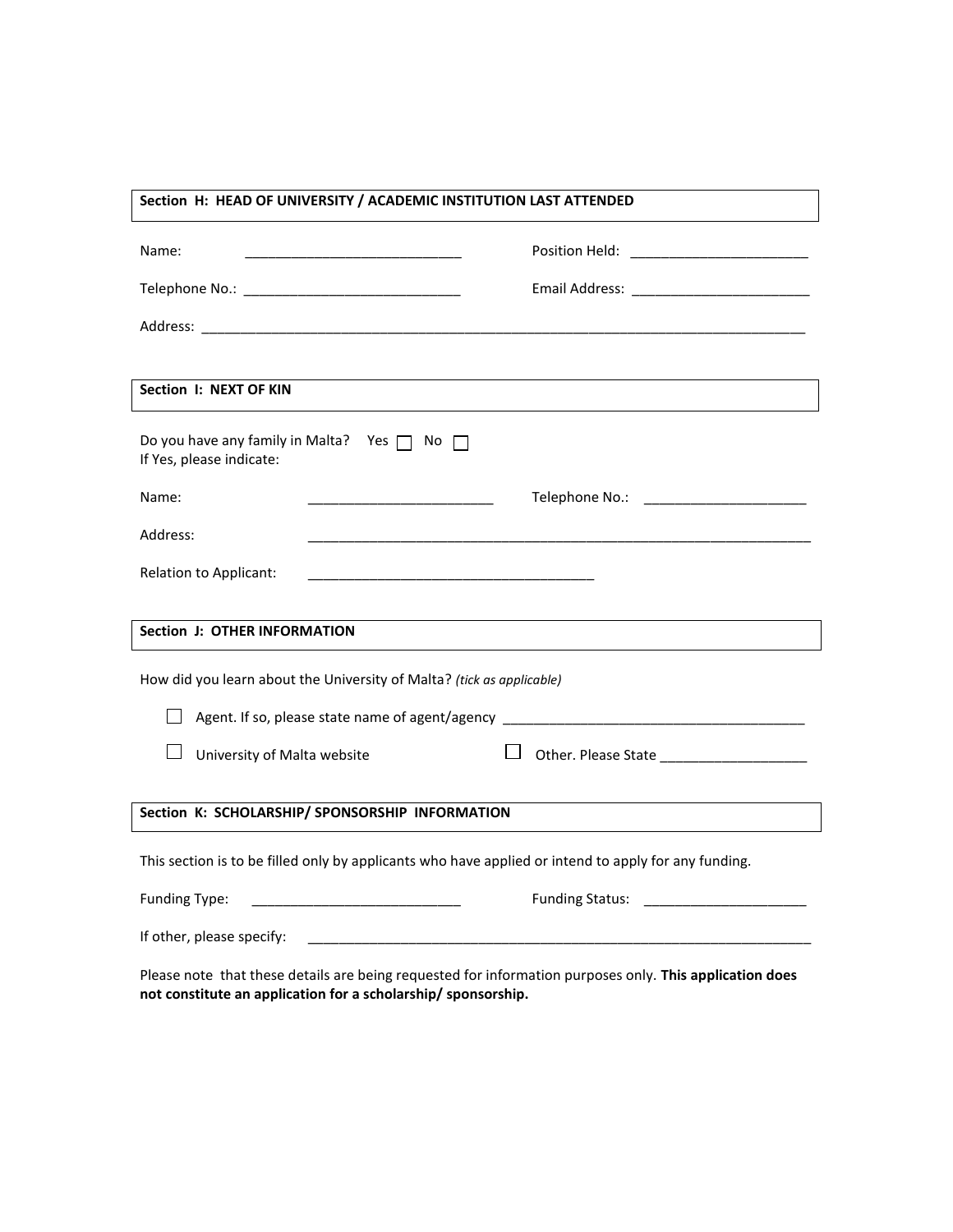## Section H: HEAD OF UNIVERSITY / ACADEMIC INSTITUTION LAST ATTENDED

Name: ____________________________ Position Held: _______________________

Telephone No.: ____________________________ Email Address: _______________________

Address: _______________________________________________________________________________

## Section I: NEXT OF KIN

Do you have any family in Malta? Yes ☐ No ☐
If Yes, please indicate:

Name: ________________________ Telephone No.: _____________________

Address: ____________________________________________________________________

Relation to Applicant: _____________________________________

## Section J: OTHER INFORMATION

How did you learn about the University of Malta? *(tick as applicable)*

☐ Agent. If so, please state name of agent/agency _______________________________________

☐ University of Malta website ☐ Other. Please State ___________________

## Section K: SCHOLARSHIP/ SPONSORSHIP INFORMATION

This section is to be filled only by applicants who have applied or intend to apply for any funding.

Funding Type: ___________________________ Funding Status: _____________________

If other, please specify: ____________________________________________________________________

Please note that these details are being requested for information purposes only. **This application does not constitute an application for a scholarship/ sponsorship.**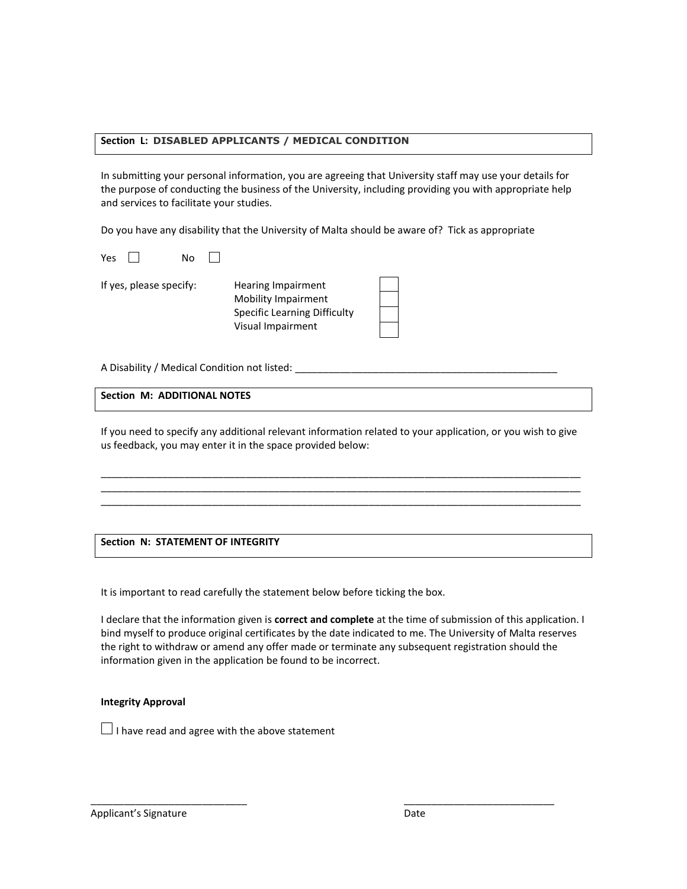## Section L: DISABLED APPLICANTS / MEDICAL CONDITION

In submitting your personal information, you are agreeing that University staff may use your details for the purpose of conducting the business of the University, including providing you with appropriate help and services to facilitate your studies.

Do you have any disability that the University of Malta should be aware of? Tick as appropriate

Yes ☐ No ☐

If yes, please specify:

- Hearing Impairment ☐
- Mobility Impairment ☐
- Specific Learning Difficulty ☐
- Visual Impairment ☐

A Disability / Medical Condition not listed: ________________________________________________

## Section M: ADDITIONAL NOTES

If you need to specify any additional relevant information related to your application, or you wish to give us feedback, you may enter it in the space provided below:

_____________________________________________________________________________________________
_____________________________________________________________________________________________
_____________________________________________________________________________________________

## Section N: STATEMENT OF INTEGRITY

It is important to read carefully the statement below before ticking the box.

I declare that the information given is **correct and complete** at the time of submission of this application. I bind myself to produce original certificates by the date indicated to me. The University of Malta reserves the right to withdraw or amend any offer made or terminate any subsequent registration should the information given in the application be found to be incorrect.

**Integrity Approval**

☐ I have read and agree with the above statement

____________________________ ____________________________
Applicant's Signature Date